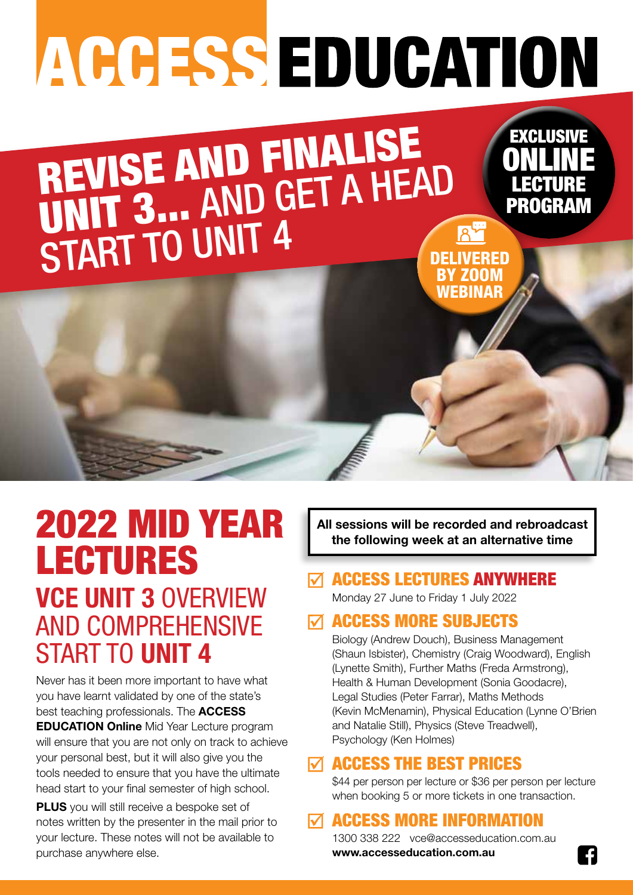# ACCESS EDUCATION

## REVISE AND FINALISE UNIT 3... AND GET A HEAD START TO UNIT 4

EXCLUSIVE ONLINE LECTURE PROGRAM

DELIVERED BY ZOOM WEBINAR

# 2022 MID YEAR LECTURES

## VCE UNIT 3 OVERVIEW AND COMPREHENSIVE START TO UNIT 4

Never has it been more important to have what you have learnt validated by one of the state's best teaching professionals. The **ACCESS EDUCATION Online** Mid Year Lecture program will ensure that you are not only on track to achieve your personal best, but it will also give you the tools needed to ensure that you have the ultimate head start to your final semester of high school.

**PLUS** you will still receive a bespoke set of notes written by the presenter in the mail prior to your lecture. These notes will not be available to purchase anywhere else.

**All sessions will be recorded and rebroadcast the following week at an alternative time**

### ☑ ACCESS LECTURES ANYWHERE

Monday 27 June to Friday 1 July 2022

### ☑ ACCESS MORE SUBJECTS

Biology (Andrew Douch), Business Management (Shaun Isbister), Chemistry (Craig Woodward), English (Lynette Smith), Further Maths (Freda Armstrong), Health & Human Development (Sonia Goodacre), Legal Studies (Peter Farrar), Maths Methods (Kevin McMenamin), Physical Education (Lynne O'Brien and Natalie Still), Physics (Steve Treadwell), Psychology (Ken Holmes)

### ☑ ACCESS THE BEST PRICES

$44 per person per lecture or $36 per person per lecture when booking 5 or more tickets in one transaction.

### ☑ ACCESS MORE INFORMATION

1300 338 222 vce@accesseducation.com.au
**www.accesseducation.com.au**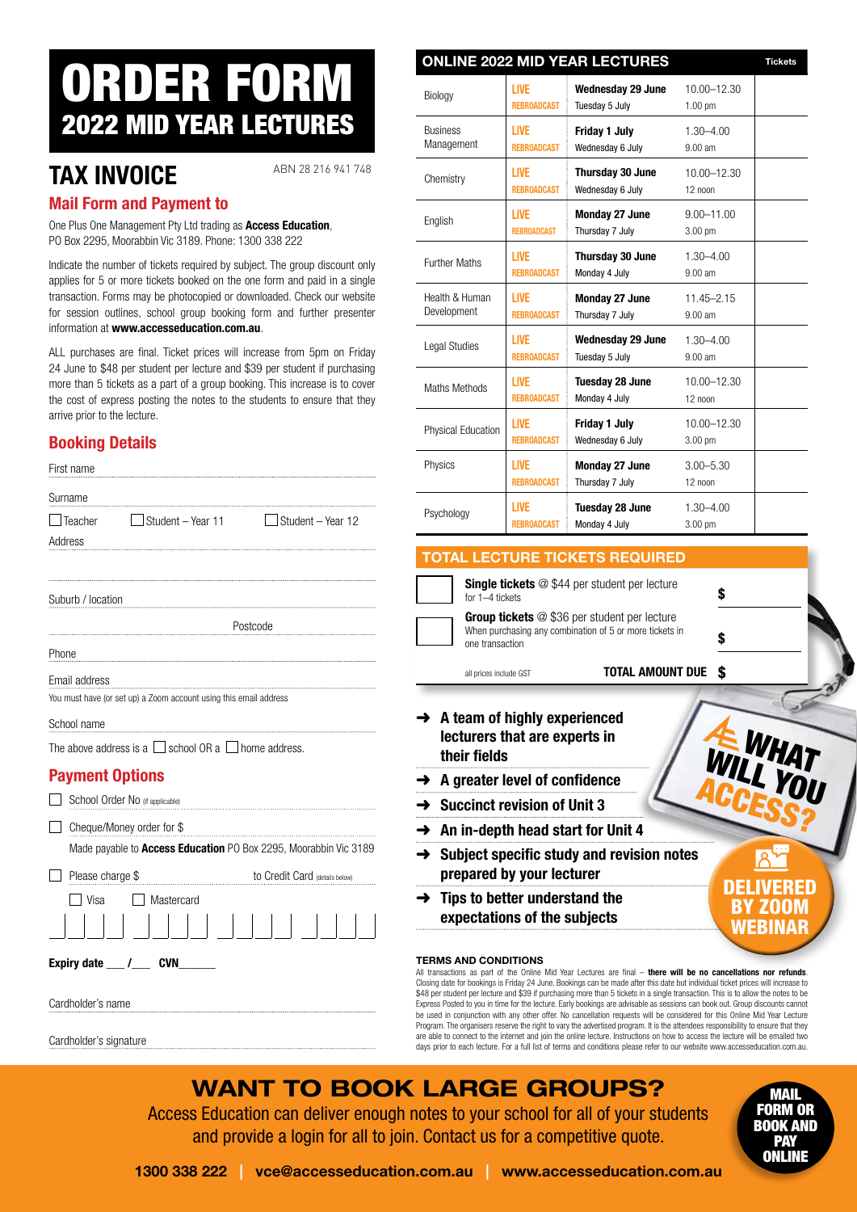# ORDER FORM
## 2022 MID YEAR LECTURES

## TAX INVOICE

ABN 28 216 941 748

### Mail Form and Payment to

One Plus One Management Pty Ltd trading as **Access Education**, PO Box 2295, Moorabbin Vic 3189. Phone: 1300 338 222

Indicate the number of tickets required by subject. The group discount only applies for 5 or more tickets booked on the one form and paid in a single transaction. Forms may be photocopied or downloaded. Check our website for session outlines, school group booking form and further presenter information at **www.accesseducation.com.au**.

ALL purchases are final. Ticket prices will increase from 5pm on Friday 24 June to $48 per student per lecture and $39 per student if purchasing more than 5 tickets as a part of a group booking. This increase is to cover the cost of express posting the notes to the students to ensure that they arrive prior to the lecture.

### Booking Details

First name

Surname

☐ Teacher ☐ Student – Year 11 ☐ Student – Year 12

Address

Suburb / location

Postcode

Phone

Email address

You must have (or set up) a Zoom account using this email address

School name

The above address is a ☐ school OR a ☐ home address.

### Payment Options

☐ School Order No (if applicable)

☐ Cheque/Money order for $

Made payable to **Access Education** PO Box 2295, Moorabbin Vic 3189

☐ Please charge $ to Credit Card (details below)

☐ Visa ☐ Mastercard

**Expiry date** ___ /___ **CVN**______

Cardholder's name

Cardholder's signature

## ONLINE 2022 MID YEAR LECTURES

| Subject | | Date | Time | Tickets |
|---|---|---|---|---|
| Biology | LIVE | **Wednesday 29 June** | 10.00–12.30 | |
| | REBROADCAST | Tuesday 5 July | 1.00 pm | |
| Business Management | LIVE | **Friday 1 July** | 1.30–4.00 | |
| | REBROADCAST | Wednesday 6 July | 9.00 am | |
| Chemistry | LIVE | **Thursday 30 June** | 10.00–12.30 | |
| | REBROADCAST | Wednesday 6 July | 12 noon | |
| English | LIVE | **Monday 27 June** | 9.00–11.00 | |
| | REBROADCAST | Thursday 7 July | 3.00 pm | |
| Further Maths | LIVE | **Thursday 30 June** | 1.30–4.00 | |
| | REBROADCAST | Monday 4 July | 9.00 am | |
| Health & Human Development | LIVE | **Monday 27 June** | 11.45–2.15 | |
| | REBROADCAST | Thursday 7 July | 9.00 am | |
| Legal Studies | LIVE | **Wednesday 29 June** | 1.30–4.00 | |
| | REBROADCAST | Tuesday 5 July | 9.00 am | |
| Maths Methods | LIVE | **Tuesday 28 June** | 10.00–12.30 | |
| | REBROADCAST | Monday 4 July | 12 noon | |
| Physical Education | LIVE | **Friday 1 July** | 10.00–12.30 | |
| | REBROADCAST | Wednesday 6 July | 3.00 pm | |
| Physics | LIVE | **Monday 27 June** | 3.00–5.30 | |
| | REBROADCAST | Thursday 7 July | 12 noon | |
| Psychology | LIVE | **Tuesday 28 June** | 1.30–4.00 | |
| | REBROADCAST | Monday 4 July | 3.00 pm | |

## TOTAL LECTURE TICKETS REQUIRED

☐ **Single tickets** @ $44 per student per lecture for 1–4 tickets — $

☐ **Group tickets** @ $36 per student per lecture When purchasing any combination of 5 or more tickets in one transaction — $

all prices include GST — **TOTAL AMOUNT DUE $**

- ➜ **A team of highly experienced lecturers that are experts in their fields**
- ➜ **A greater level of confidence**
- ➜ **Succinct revision of Unit 3**
- ➜ **An in-depth head start for Unit 4**
- ➜ **Subject specific study and revision notes prepared by your lecturer**
- ➜ **Tips to better understand the expectations of the subjects**

WHAT WILL YOU ACCESS?

DELIVERED BY ZOOM WEBINAR

### TERMS AND CONDITIONS

All transactions as part of the Online Mid Year Lectures are final – **there will be no cancellations nor refunds**. Closing date for bookings is Friday 24 June. Bookings can be made after this date but individual ticket prices will increase to $48 per student per lecture and $39 if purchasing more than 5 tickets in a single transaction. This is to allow the notes to be Express Posted to you in time for the lecture. Early bookings are advisable as sessions can book out. Group discounts cannot be used in conjunction with any other offer. No cancellation requests will be considered for this Online Mid Year Lecture Program. The organisers reserve the right to vary the advertised program. It is the attendees responsibility to ensure that they are able to connect to the internet and join the online lecture. Instructions on how to access the lecture will be emailed two days prior to each lecture. For a full list of terms and conditions please refer to our website www.accesseducation.com.au.

## WANT TO BOOK LARGE GROUPS?

Access Education can deliver enough notes to your school for all of your students and provide a login for all to join. Contact us for a competitive quote.

MAIL FORM OR BOOK AND PAY ONLINE

**1300 338 222 | vce@accesseducation.com.au | www.accesseducation.com.au**